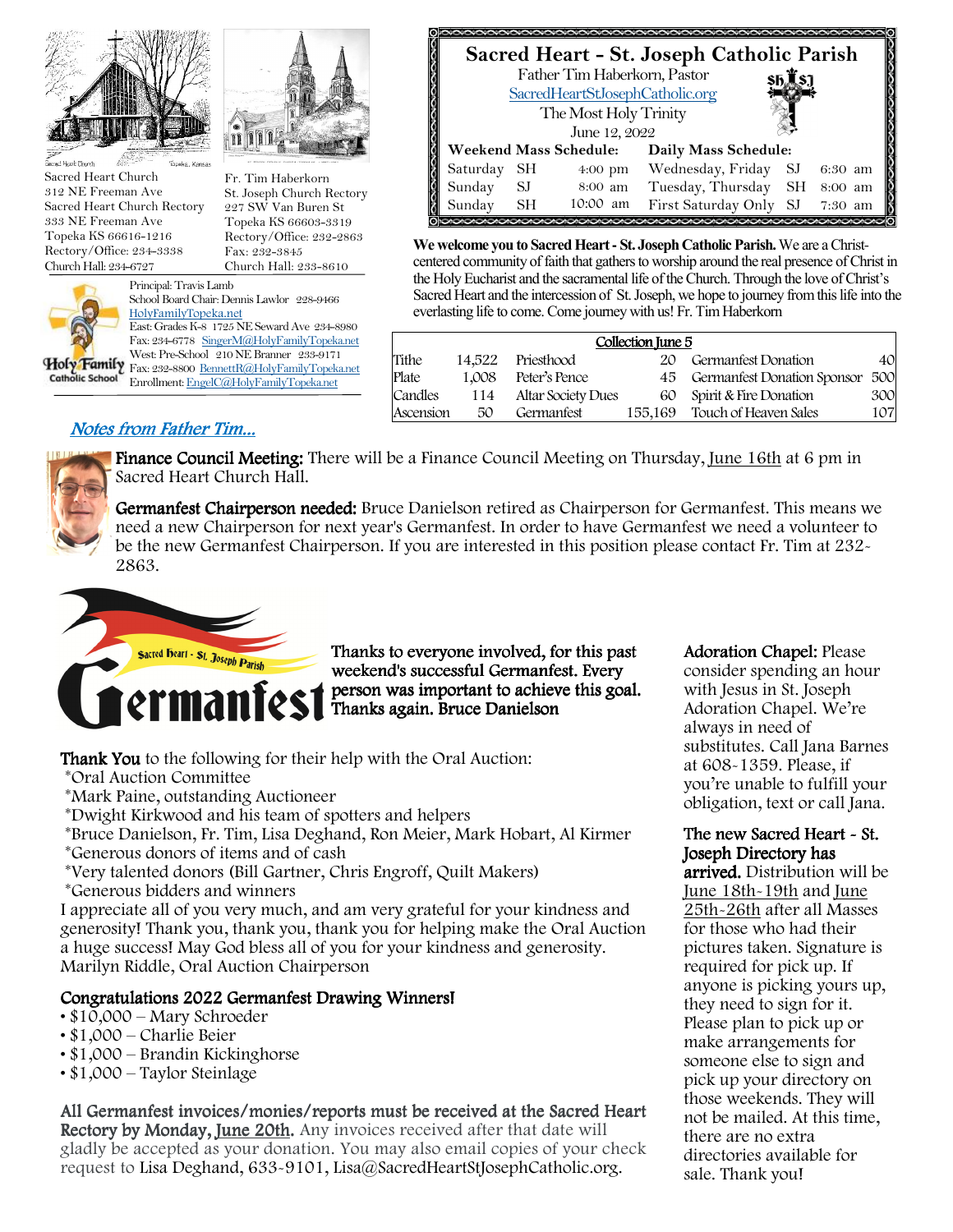Sacred Heart Church
312 NE Freeman Ave
Sacred Heart Church Rectory
333 NE Freeman Ave
Topeka KS 66616-1216
Rectory/Office: 234-3338
Church Hall: 234-6727

Fr. Tim Haberkorn
St. Joseph Church Rectory
227 SW Van Buren St
Topeka KS 66603-3319
Rectory/Office: 232-2863
Fax: 232-3845
Church Hall: 233-8610

Holy Family Catholic School
Principal: Travis Lamb
School Board Chair: Dennis Lawlor 228-9466
HolyFamilyTopeka.net
East: Grades K-8 1725 NE Seward Ave 234-8980
Fax: 234-6778 SingerM@HolyFamilyTopeka.net
West: Pre-School 210 NE Branner 233-9171
Fax: 232-8800 BennettR@HolyFamilyTopeka.net
Enrollment: EngelC@HolyFamilyTopeka.net

# Sacred Heart - St. Joseph Catholic Parish

Father Tim Haberkorn, Pastor
SacredHeartStJosephCatholic.org
The Most Holy Trinity
June 12, 2022

| Weekend Mass Schedule: | | | Daily Mass Schedule: | | |
|---|---|---|---|---|---|
| Saturday | SH | 4:00 pm | Wednesday, Friday | SJ | 6:30 am |
| Sunday | SJ | 8:00 am | Tuesday, Thursday | SH | 8:00 am |
| Sunday | SH | 10:00 am | First Saturday Only | SJ | 7:30 am |

**We welcome you to Sacred Heart - St. Joseph Catholic Parish.** We are a Christ-centered community of faith that gathers to worship around the real presence of Christ in the Holy Eucharist and the sacramental life of the Church. Through the love of Christ's Sacred Heart and the intercession of St. Joseph, we hope to journey from this life into the everlasting life to come. Come journey with us! Fr. Tim Haberkorn

**Collection June 5**

| | | | | | |
|---|---|---|---|---|---|
| Tithe | 14,522 | Priesthood | 20 | Germanfest Donation | 40 |
| Plate | 1,008 | Peter's Pence | 45 | Germanfest Donation Sponsor | 500 |
| Candles | 114 | Altar Society Dues | 60 | Spirit & Fire Donation | 300 |
| Ascension | 50 | Germanfest | 155,169 | Touch of Heaven Sales | 107 |

## *Notes from Father Tim...*

**Finance Council Meeting:** There will be a Finance Council Meeting on Thursday, June 16th at 6 pm in Sacred Heart Church Hall.

**Germanfest Chairperson needed:** Bruce Danielson retired as Chairperson for Germanfest. This means we need a new Chairperson for next year's Germanfest. In order to have Germanfest we need a volunteer to be the new Germanfest Chairperson. If you are interested in this position please contact Fr. Tim at 232-2863.

Sacred Heart - St. Joseph Parish Germanfest

**Thanks to everyone involved, for this past weekend's successful Germanfest. Every person was important to achieve this goal. Thanks again. Bruce Danielson**

**Thank You** to the following for their help with the Oral Auction:
*Oral Auction Committee
*Mark Paine, outstanding Auctioneer
*Dwight Kirkwood and his team of spotters and helpers
*Bruce Danielson, Fr. Tim, Lisa Deghand, Ron Meier, Mark Hobart, Al Kirmer
*Generous donors of items and of cash
*Very talented donors (Bill Gartner, Chris Engroff, Quilt Makers)
*Generous bidders and winners
I appreciate all of you very much, and am very grateful for your kindness and generosity! Thank you, thank you, thank you for helping make the Oral Auction a huge success! May God bless all of you for your kindness and generosity.
Marilyn Riddle, Oral Auction Chairperson

**Congratulations 2022 Germanfest Drawing Winners!**
- $10,000 – Mary Schroeder
- $1,000 – Charlie Beier
- $1,000 – Brandin Kickinghorse
- $1,000 – Taylor Steinlage

**All Germanfest invoices/monies/reports must be received at the Sacred Heart Rectory by Monday, June 20th.** Any invoices received after that date will gladly be accepted as your donation. You may also email copies of your check request to Lisa Deghand, 633-9101, Lisa@SacredHeartStJosephCatholic.org.

**Adoration Chapel:** Please consider spending an hour with Jesus in St. Joseph Adoration Chapel. We're always in need of substitutes. Call Jana Barnes at 608-1359. Please, if you're unable to fulfill your obligation, text or call Jana.

**The new Sacred Heart - St. Joseph Directory has arrived.** Distribution will be June 18th-19th and June 25th-26th after all Masses for those who had their pictures taken. Signature is required for pick up. If anyone is picking yours up, they need to sign for it. Please plan to pick up or make arrangements for someone else to sign and pick up your directory on those weekends. They will not be mailed. At this time, there are no extra directories available for sale. Thank you!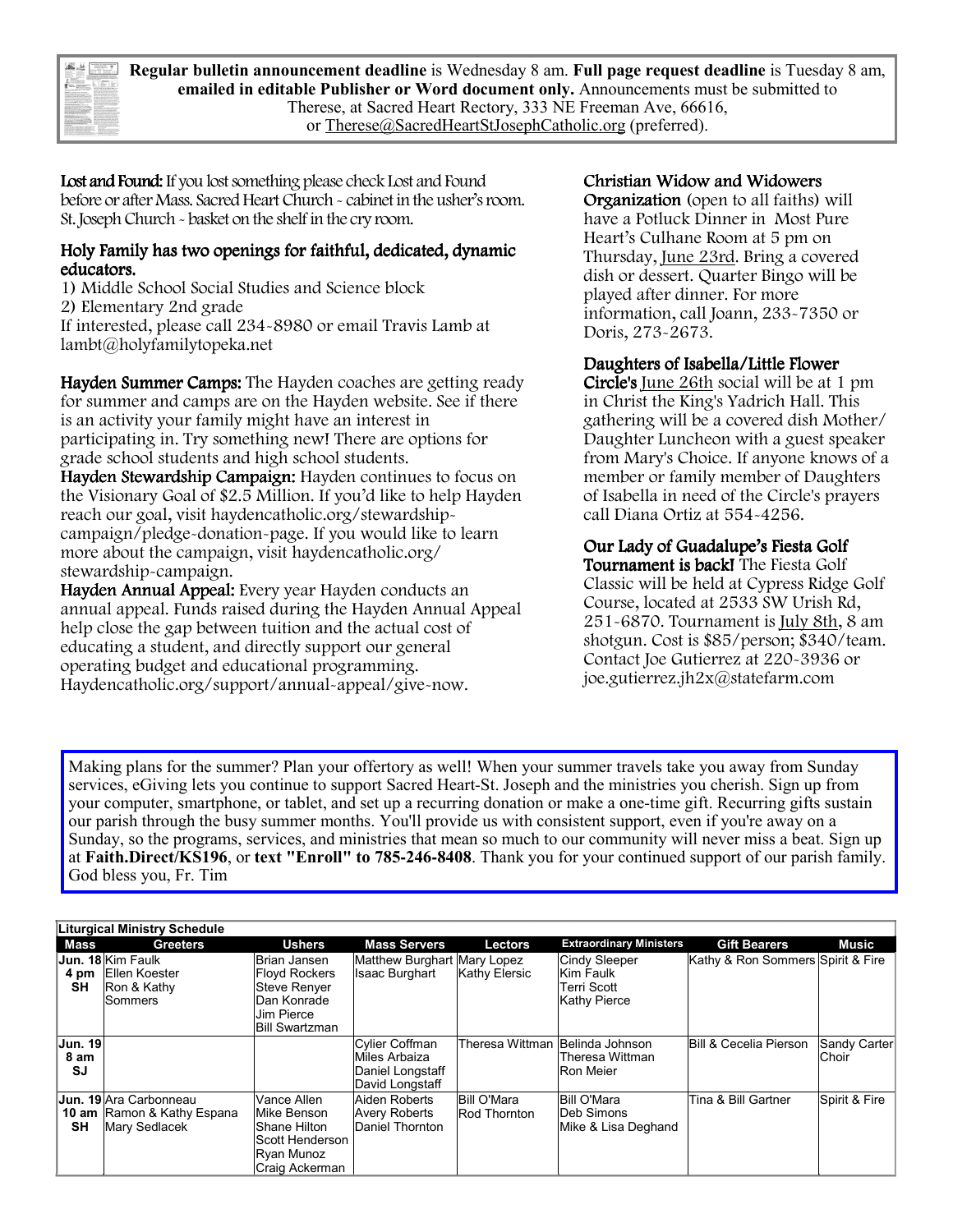**Regular bulletin announcement deadline** is Wednesday 8 am. **Full page request deadline** is Tuesday 8 am, **emailed in editable Publisher or Word document only.** Announcements must be submitted to Therese, at Sacred Heart Rectory, 333 NE Freeman Ave, 66616, or Therese@SacredHeartStJosephCatholic.org (preferred).

**Lost and Found:** If you lost something please check Lost and Found before or after Mass. Sacred Heart Church - cabinet in the usher's room. St. Joseph Church - basket on the shelf in the cry room.

**Holy Family has two openings for faithful, dedicated, dynamic educators.**

1) Middle School Social Studies and Science block
2) Elementary 2nd grade

If interested, please call 234-8980 or email Travis Lamb at lambt@holyfamilytopeka.net

**Hayden Summer Camps:** The Hayden coaches are getting ready for summer and camps are on the Hayden website. See if there is an activity your family might have an interest in participating in. Try something new! There are options for grade school students and high school students.

**Hayden Stewardship Campaign:** Hayden continues to focus on the Visionary Goal of $2.5 Million. If you'd like to help Hayden reach our goal, visit haydencatholic.org/stewardship-campaign/pledge-donation-page. If you would like to learn more about the campaign, visit haydencatholic.org/stewardship-campaign.

**Hayden Annual Appeal:** Every year Hayden conducts an annual appeal. Funds raised during the Hayden Annual Appeal help close the gap between tuition and the actual cost of educating a student, and directly support our general operating budget and educational programming. Haydencatholic.org/support/annual-appeal/give-now.

**Christian Widow and Widowers Organization** (open to all faiths) will have a Potluck Dinner in Most Pure Heart's Culhane Room at 5 pm on Thursday, June 23rd. Bring a covered dish or dessert. Quarter Bingo will be played after dinner. For more information, call Joann, 233-7350 or Doris, 273-2673.

**Daughters of Isabella/Little Flower Circle's** June 26th social will be at 1 pm in Christ the King's Yadrich Hall. This gathering will be a covered dish Mother/Daughter Luncheon with a guest speaker from Mary's Choice. If anyone knows of a member or family member of Daughters of Isabella in need of the Circle's prayers call Diana Ortiz at 554-4256.

**Our Lady of Guadalupe's Fiesta Golf Tournament is back!** The Fiesta Golf Classic will be held at Cypress Ridge Golf Course, located at 2533 SW Urish Rd, 251-6870. Tournament is July 8th, 8 am shotgun. Cost is $85/person; $340/team. Contact Joe Gutierrez at 220-3936 or joe.gutierrez.jh2x@statefarm.com

Making plans for the summer? Plan your offertory as well! When your summer travels take you away from Sunday services, eGiving lets you continue to support Sacred Heart-St. Joseph and the ministries you cherish. Sign up from your computer, smartphone, or tablet, and set up a recurring donation or make a one-time gift. Recurring gifts sustain our parish through the busy summer months. You'll provide us with consistent support, even if you're away on a Sunday, so the programs, services, and ministries that mean so much to our community will never miss a beat. Sign up at **Faith.Direct/KS196**, or **text "Enroll" to 785-246-8408**. Thank you for your continued support of our parish family. God bless you, Fr. Tim

**Liturgical Ministry Schedule**

| Mass | Greeters | Ushers | Mass Servers | Lectors | Extraordinary Ministers | Gift Bearers | Music |
|---|---|---|---|---|---|---|---|
| Jun. 18 4 pm SH | Kim Faulk<br>Ellen Koester<br>Ron & Kathy Sommers | Brian Jansen<br>Floyd Rockers<br>Steve Renyer<br>Dan Konrade<br>Jim Pierce<br>Bill Swartzman | Matthew Burghart<br>Isaac Burghart | Mary Lopez<br>Kathy Elersic | Cindy Sleeper<br>Kim Faulk<br>Terri Scott<br>Kathy Pierce | Kathy & Ron Sommers | Spirit & Fire |
| Jun. 19 8 am SJ | | | Cylier Coffman<br>Miles Arbaiza<br>Daniel Longstaff<br>David Longstaff | Theresa Wittman | Belinda Johnson<br>Theresa Wittman<br>Ron Meier | Bill & Cecelia Pierson | Sandy Carter Choir |
| Jun. 19 10 am SH | Ara Carbonneau<br>Ramon & Kathy Espana<br>Mary Sedlacek | Vance Allen<br>Mike Benson<br>Shane Hilton<br>Scott Henderson<br>Ryan Munoz<br>Craig Ackerman | Aiden Roberts<br>Avery Roberts<br>Daniel Thornton | Bill O'Mara<br>Rod Thornton | Bill O'Mara<br>Deb Simons<br>Mike & Lisa Deghand | Tina & Bill Gartner | Spirit & Fire |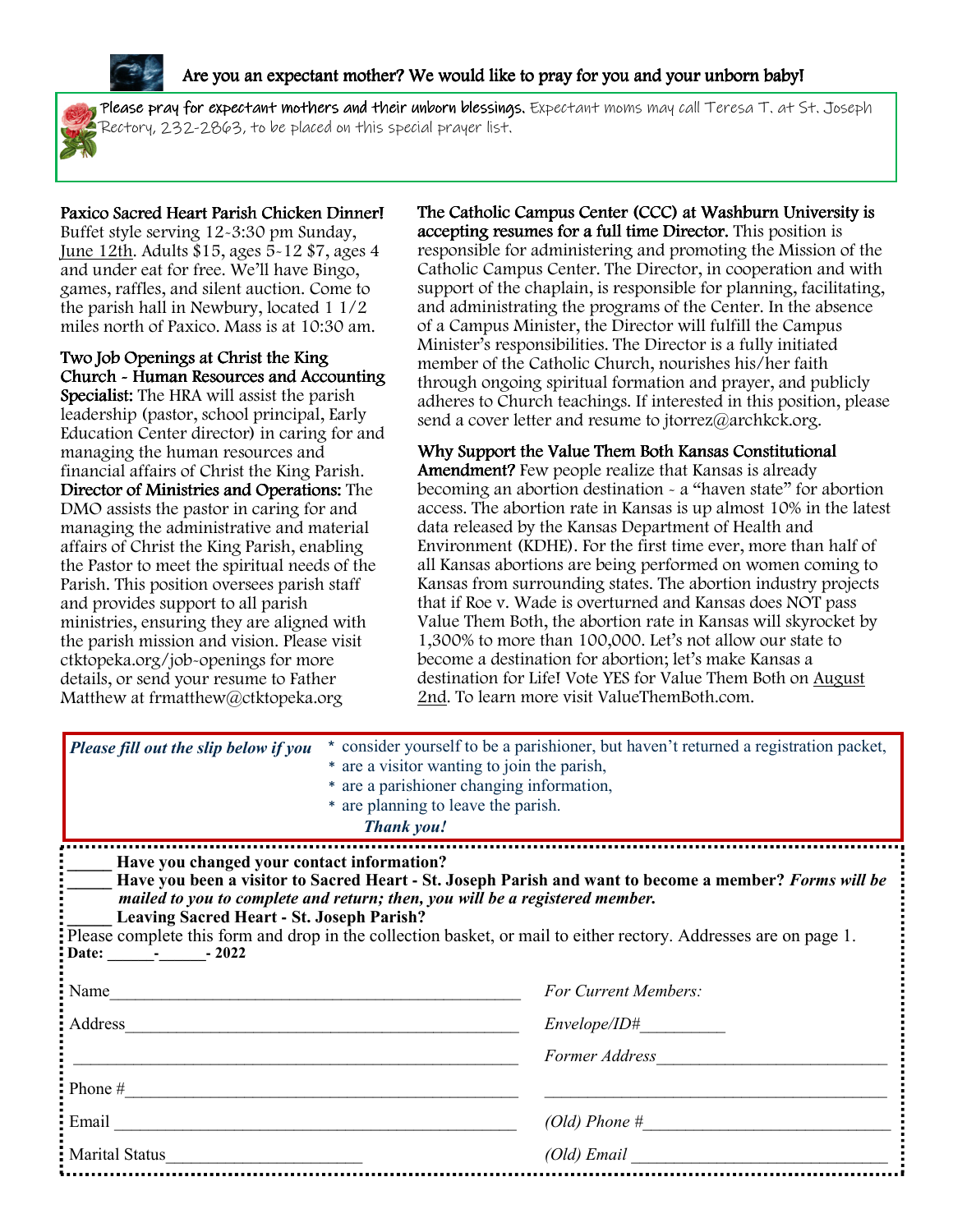**Are you an expectant mother? We would like to pray for you and your unborn baby!**

**Please pray for expectant mothers and their unborn blessings.** Expectant moms may call Teresa T. at St. Joseph Rectory, 232-2863, to be placed on this special prayer list.

**Paxico Sacred Heart Parish Chicken Dinner!** Buffet style serving 12-3:30 pm Sunday, June 12th. Adults $15, ages 5-12 $7, ages 4 and under eat for free. We'll have Bingo, games, raffles, and silent auction. Come to the parish hall in Newbury, located 1 1/2 miles north of Paxico. Mass is at 10:30 am.

**Two Job Openings at Christ the King Church - Human Resources and Accounting Specialist:** The HRA will assist the parish leadership (pastor, school principal, Early Education Center director) in caring for and managing the human resources and financial affairs of Christ the King Parish. **Director of Ministries and Operations:** The DMO assists the pastor in caring for and managing the administrative and material affairs of Christ the King Parish, enabling the Pastor to meet the spiritual needs of the Parish. This position oversees parish staff and provides support to all parish ministries, ensuring they are aligned with the parish mission and vision. Please visit ctktopeka.org/job-openings for more details, or send your resume to Father Matthew at frmatthew@ctktopeka.org

**The Catholic Campus Center (CCC) at Washburn University is accepting resumes for a full time Director.** This position is responsible for administering and promoting the Mission of the Catholic Campus Center. The Director, in cooperation and with support of the chaplain, is responsible for planning, facilitating, and administrating the programs of the Center. In the absence of a Campus Minister, the Director will fulfill the Campus Minister's responsibilities. The Director is a fully initiated member of the Catholic Church, nourishes his/her faith through ongoing spiritual formation and prayer, and publicly adheres to Church teachings. If interested in this position, please send a cover letter and resume to jtorrez@archkck.org.

**Why Support the Value Them Both Kansas Constitutional Amendment?** Few people realize that Kansas is already becoming an abortion destination - a "haven state" for abortion access. The abortion rate in Kansas is up almost 10% in the latest data released by the Kansas Department of Health and Environment (KDHE). For the first time ever, more than half of all Kansas abortions are being performed on women coming to Kansas from surrounding states. The abortion industry projects that if Roe v. Wade is overturned and Kansas does NOT pass Value Them Both, the abortion rate in Kansas will skyrocket by 1,300% to more than 100,000. Let's not allow our state to become a destination for abortion; let's make Kansas a destination for Life! Vote YES for Value Them Both on August 2nd. To learn more visit ValueThemBoth.com.

***Please fill out the slip below if you***
- consider yourself to be a parishioner, but haven't returned a registration packet,
- are a visitor wanting to join the parish,
- are a parishioner changing information,
- are planning to leave the parish.

***Thank you!***

**_____ Have you changed your contact information?**
**_____ Have you been a visitor to Sacred Heart - St. Joseph Parish and want to become a member? *Forms will be mailed to you to complete and return; then, you will be a registered member.***
**_____ Leaving Sacred Heart - St. Joseph Parish?**
Please complete this form and drop in the collection basket, or mail to either rectory. Addresses are on page 1.
**Date: ______-______- 2022**

Name_______________________________________________ *For Current Members:*

Address_____________________________________________ *Envelope/ID#*__________

___________________________________________________ *Former Address*___________________________

Phone #_____________________________________________ _________________________________________

Email ______________________________________________ *(Old) Phone #*___________________________

Marital Status______________________ *(Old) Email* ____________________________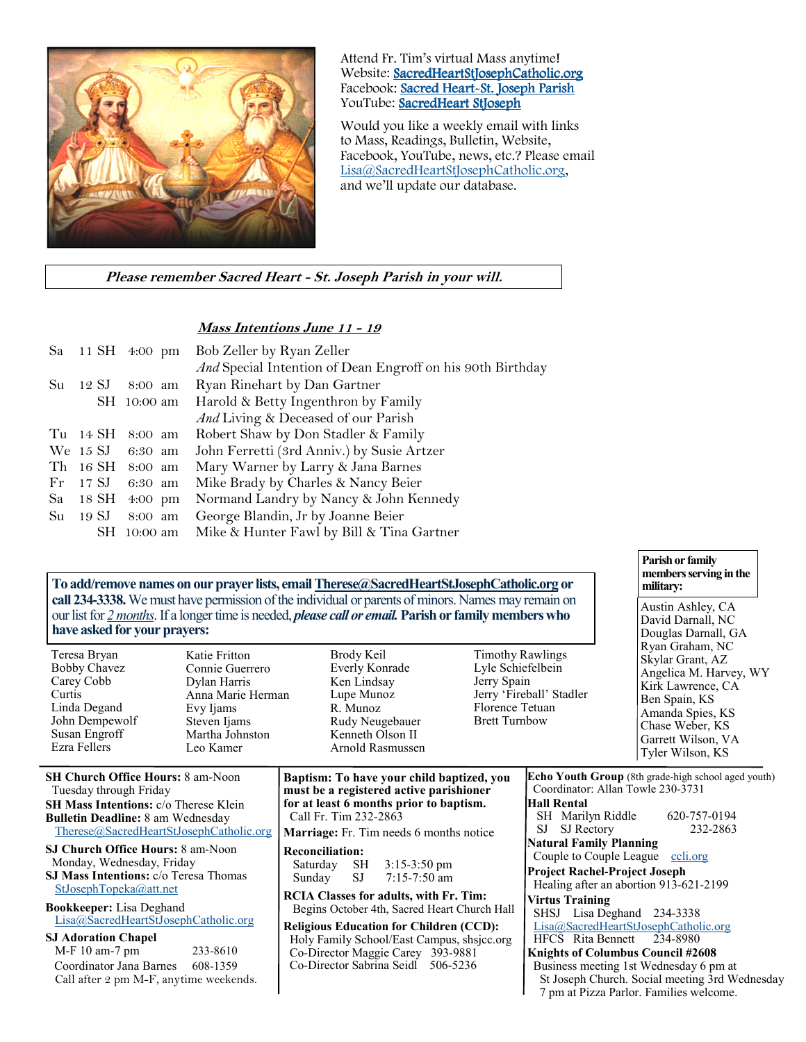Attend Fr. Tim's virtual Mass anytime!
Website: SacredHeartStJosephCatholic.org
Facebook: Sacred Heart-St. Joseph Parish
YouTube: SacredHeart StJoseph

Would you like a weekly email with links to Mass, Readings, Bulletin, Website, Facebook, YouTube, news, etc.? Please email Lisa@SacredHeartStJosephCatholic.org, and we'll update our database.

***Please remember Sacred Heart - St. Joseph Parish in your will.***

## *Mass Intentions June 11 - 19*

| | | | | |
|---|---|---|---|---|
| Sa | 11 SH | 4:00 pm | Bob Zeller by Ryan Zeller |
| | | | *And* Special Intention of Dean Engroff on his 90th Birthday |
| Su | 12 SJ | 8:00 am | Ryan Rinehart by Dan Gartner |
| | SH | 10:00 am | Harold & Betty Ingenthron by Family |
| | | | *And* Living & Deceased of our Parish |
| Tu | 14 SH | 8:00 am | Robert Shaw by Don Stadler & Family |
| We | 15 SJ | 6:30 am | John Ferretti (3rd Anniv.) by Susie Artzer |
| Th | 16 SH | 8:00 am | Mary Warner by Larry & Jana Barnes |
| Fr | 17 SJ | 6:30 am | Mike Brady by Charles & Nancy Beier |
| Sa | 18 SH | 4:00 pm | Normand Landry by Nancy & John Kennedy |
| Su | 19 SJ | 8:00 am | George Blandin, Jr by Joanne Beier |
| | SH | 10:00 am | Mike & Hunter Fawl by Bill & Tina Gartner |

**To add/remove names on our prayer lists, email Therese@SacredHeartStJosephCatholic.org or call 234-3338.** We must have permission of the individual or parents of minors. Names may remain on our list for *2 months*. If a longer time is needed, ***please call or email.*** **Parish or family members who have asked for your prayers:**

Teresa Bryan
Bobby Chavez
Carey Cobb
Curtis
Linda Degand
John Dempewolf
Susan Engroff
Ezra Fellers
Katie Fritton
Connie Guerrero
Dylan Harris
Anna Marie Herman
Evy Ijams
Steven Ijams
Martha Johnston
Leo Kamer
Brody Keil
Everly Konrade
Ken Lindsay
Lupe Munoz
R. Munoz
Rudy Neugebauer
Kenneth Olson II
Arnold Rasmussen
Timothy Rawlings
Lyle Schiefelbein
Jerry Spain
Jerry 'Fireball' Stadler
Florence Tetuan
Brett Turnbow

**Parish or family members serving in the military:**

Austin Ashley, CA
David Darnall, NC
Douglas Darnall, GA
Ryan Graham, NC
Skylar Grant, AZ
Angelica M. Harvey, WY
Kirk Lawrence, CA
Ben Spain, KS
Amanda Spies, KS
Chase Weber, KS
Garrett Wilson, VA
Tyler Wilson, KS

**SH Church Office Hours:** 8 am-Noon Tuesday through Friday
**SH Mass Intentions:** c/o Therese Klein
**Bulletin Deadline:** 8 am Wednesday
Therese@SacredHeartStJosephCatholic.org

**SJ Church Office Hours:** 8 am-Noon Monday, Wednesday, Friday
**SJ Mass Intentions:** c/o Teresa Thomas
StJosephTopeka@att.net

**Bookkeeper:** Lisa Deghand
Lisa@SacredHeartStJosephCatholic.org

**SJ Adoration Chapel**
M-F 10 am-7 pm 233-8610
Coordinator Jana Barnes 608-1359
Call after 2 pm M-F, anytime weekends.

**Baptism: To have your child baptized, you must be a registered active parishioner for at least 6 months prior to baptism.**
Call Fr. Tim 232-2863

**Marriage:** Fr. Tim needs 6 months notice

**Reconciliation:**
Saturday SH 3:15-3:50 pm
Sunday SJ 7:15-7:50 am

**RCIA Classes for adults, with Fr. Tim:**
Begins October 4th, Sacred Heart Church Hall

**Religious Education for Children (CCD):**
Holy Family School/East Campus, shsjcc.org
Co-Director Maggie Carey 393-9881
Co-Director Sabrina Seidl 506-5236

**Echo Youth Group** (8th grade-high school aged youth)
Coordinator: Allan Towle 230-3731

**Hall Rental**
SH Marilyn Riddle 620-757-0194
SJ SJ Rectory 232-2863

**Natural Family Planning**
Couple to Couple League ccli.org

**Project Rachel-Project Joseph**
Healing after an abortion 913-621-2199

**Virtus Training**
SHSJ Lisa Deghand 234-3338
Lisa@SacredHeartStJosephCatholic.org
HFCS Rita Bennett 234-8980

**Knights of Columbus Council #2608**
Business meeting 1st Wednesday 6 pm at St Joseph Church. Social meeting 3rd Wednesday 7 pm at Pizza Parlor. Families welcome.